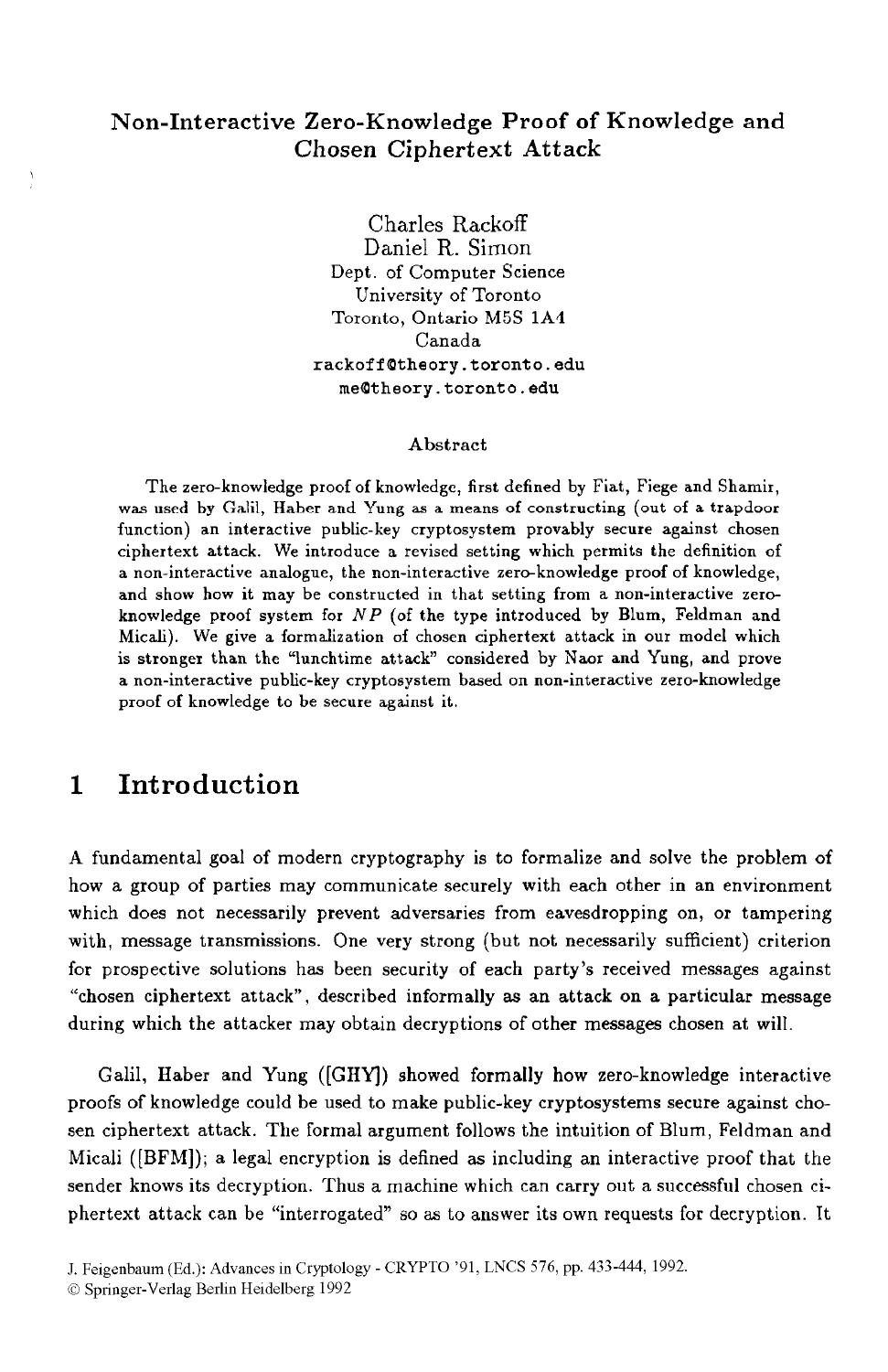# Non-Interactive Zero-Knowledge Proof of Knowledge and Chosen Ciphertext Attack

Charles Rackoff
Daniel R. Simon
Dept. of Computer Science
University of Toronto
Toronto, Ontario M5S 1A4
Canada
rackoff@theory.toronto.edu
me@theory.toronto.edu

### Abstract

The zero-knowledge proof of knowledge, first defined by Fiat, Fiege and Shamir, was used by Galil, Haber and Yung as a means of constructing (out of a trapdoor function) an interactive public-key cryptosystem provably secure against chosen ciphertext attack. We introduce a revised setting which permits the definition of a non-interactive analogue, the non-interactive zero-knowledge proof of knowledge, and show how it may be constructed in that setting from a non-interactive zero-knowledge proof system for $NP$ (of the type introduced by Blum, Feldman and Micali). We give a formalization of chosen ciphertext attack in our model which is stronger than the "lunchtime attack" considered by Naor and Yung, and prove a non-interactive public-key cryptosystem based on non-interactive zero-knowledge proof of knowledge to be secure against it.

## 1 Introduction

A fundamental goal of modern cryptography is to formalize and solve the problem of how a group of parties may communicate securely with each other in an environment which does not necessarily prevent adversaries from eavesdropping on, or tampering with, message transmissions. One very strong (but not necessarily sufficient) criterion for prospective solutions has been security of each party's received messages against "chosen ciphertext attack", described informally as an attack on a particular message during which the attacker may obtain decryptions of other messages chosen at will.

Galil, Haber and Yung ([GHY]) showed formally how zero-knowledge interactive proofs of knowledge could be used to make public-key cryptosystems secure against chosen ciphertext attack. The formal argument follows the intuition of Blum, Feldman and Micali ([BFM]); a legal encryption is defined as including an interactive proof that the sender knows its decryption. Thus a machine which can carry out a successful chosen ciphertext attack can be "interrogated" so as to answer its own requests for decryption. It

J. Feigenbaum (Ed.): Advances in Cryptology - CRYPTO '91, LNCS 576, pp. 433-444, 1992.
© Springer-Verlag Berlin Heidelberg 1992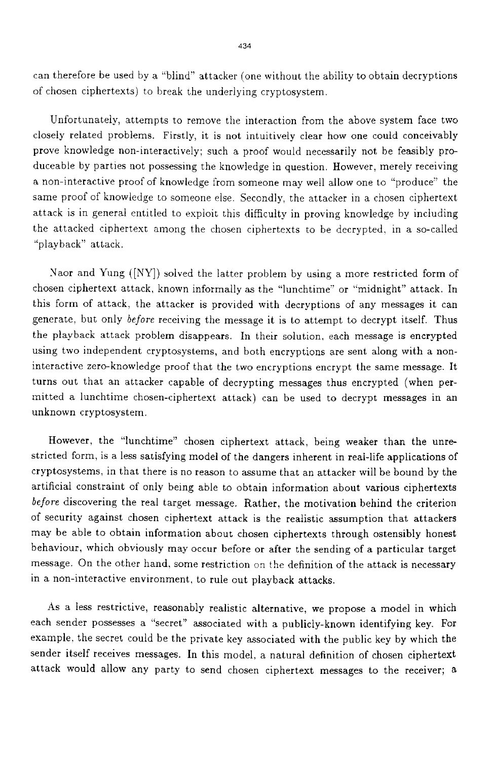can therefore be used by a "blind" attacker (one without the ability to obtain decryptions of chosen ciphertexts) to break the underlying cryptosystem.

Unfortunately, attempts to remove the interaction from the above system face two closely related problems. Firstly, it is not intuitively clear how one could conceivably prove knowledge non-interactively; such a proof would necessarily not be feasibly produceable by parties not possessing the knowledge in question. However, merely receiving a non-interactive proof of knowledge from someone may well allow one to "produce" the same proof of knowledge to someone else. Secondly, the attacker in a chosen ciphertext attack is in general entitled to exploit this difficulty in proving knowledge by including the attacked ciphertext among the chosen ciphertexts to be decrypted, in a so-called "playback" attack.

Naor and Yung ([NY]) solved the latter problem by using a more restricted form of chosen ciphertext attack, known informally as the "lunchtime" or "midnight" attack. In this form of attack, the attacker is provided with decryptions of any messages it can generate, but only *before* receiving the message it is to attempt to decrypt itself. Thus the playback attack problem disappears. In their solution, each message is encrypted using two independent cryptosystems, and both encryptions are sent along with a non-interactive zero-knowledge proof that the two encryptions encrypt the same message. It turns out that an attacker capable of decrypting messages thus encrypted (when permitted a lunchtime chosen-ciphertext attack) can be used to decrypt messages in an unknown cryptosystem.

However, the "lunchtime" chosen ciphertext attack, being weaker than the unrestricted form, is a less satisfying model of the dangers inherent in real-life applications of cryptosystems, in that there is no reason to assume that an attacker will be bound by the artificial constraint of only being able to obtain information about various ciphertexts *before* discovering the real target message. Rather, the motivation behind the criterion of security against chosen ciphertext attack is the realistic assumption that attackers may be able to obtain information about chosen ciphertexts through ostensibly honest behaviour, which obviously may occur before or after the sending of a particular target message. On the other hand, some restriction on the definition of the attack is necessary in a non-interactive environment, to rule out playback attacks.

As a less restrictive, reasonably realistic alternative, we propose a model in which each sender possesses a "secret" associated with a publicly-known identifying key. For example, the secret could be the private key associated with the public key by which the sender itself receives messages. In this model, a natural definition of chosen ciphertext attack would allow any party to send chosen ciphertext messages to the receiver; a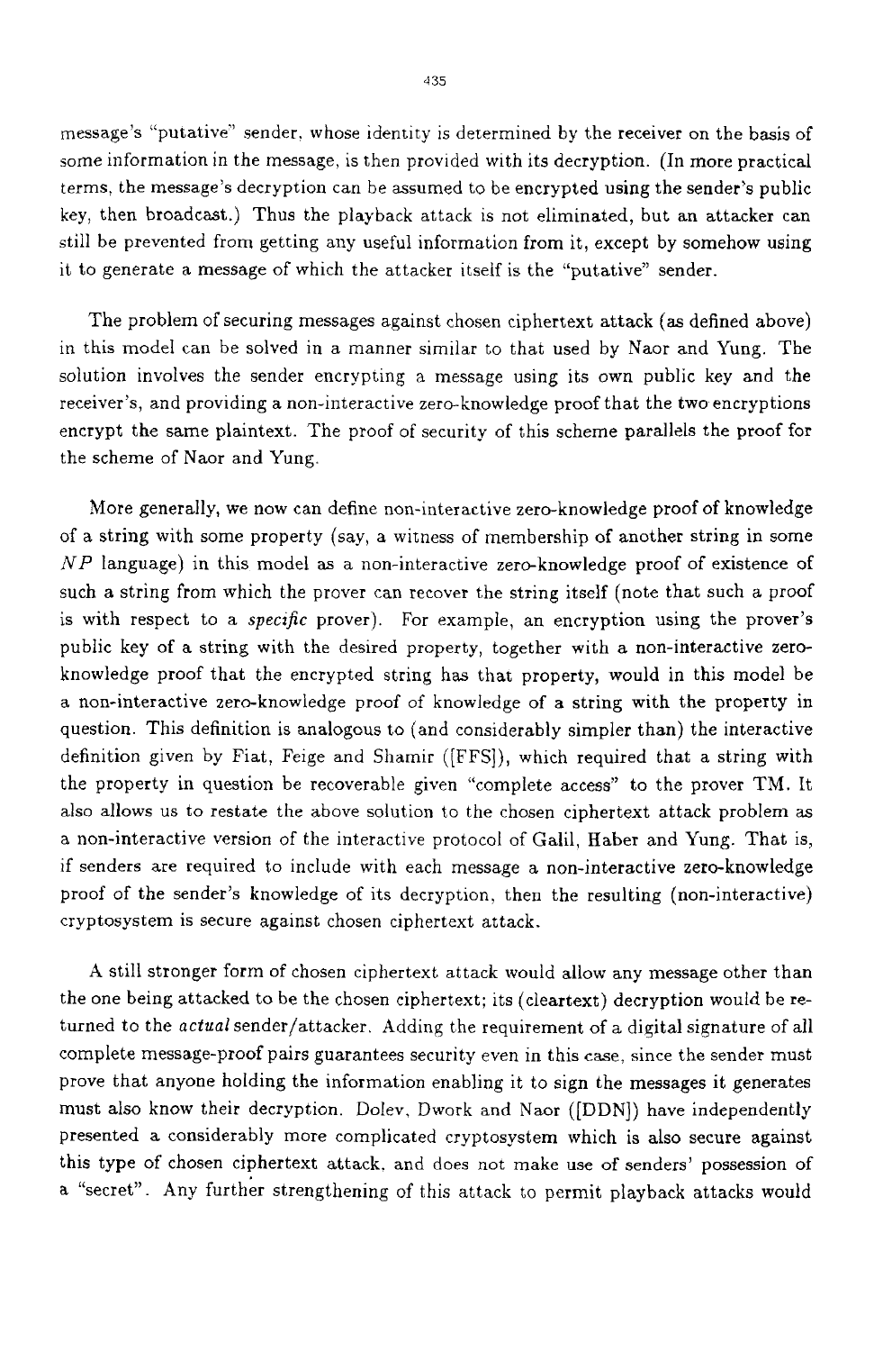message's "putative" sender, whose identity is determined by the receiver on the basis of some information in the message, is then provided with its decryption. (In more practical terms, the message's decryption can be assumed to be encrypted using the sender's public key, then broadcast.) Thus the playback attack is not eliminated, but an attacker can still be prevented from getting any useful information from it, except by somehow using it to generate a message of which the attacker itself is the "putative" sender.

The problem of securing messages against chosen ciphertext attack (as defined above) in this model can be solved in a manner similar to that used by Naor and Yung. The solution involves the sender encrypting a message using its own public key and the receiver's, and providing a non-interactive zero-knowledge proof that the two encryptions encrypt the same plaintext. The proof of security of this scheme parallels the proof for the scheme of Naor and Yung.

More generally, we now can define non-interactive zero-knowledge proof of knowledge of a string with some property (say, a witness of membership of another string in some $NP$ language) in this model as a non-interactive zero-knowledge proof of existence of such a string from which the prover can recover the string itself (note that such a proof is with respect to a *specific* prover). For example, an encryption using the prover's public key of a string with the desired property, together with a non-interactive zero-knowledge proof that the encrypted string has that property, would in this model be a non-interactive zero-knowledge proof of knowledge of a string with the property in question. This definition is analogous to (and considerably simpler than) the interactive definition given by Fiat, Feige and Shamir ([FFS]), which required that a string with the property in question be recoverable given "complete access" to the prover TM. It also allows us to restate the above solution to the chosen ciphertext attack problem as a non-interactive version of the interactive protocol of Galil, Haber and Yung. That is, if senders are required to include with each message a non-interactive zero-knowledge proof of the sender's knowledge of its decryption, then the resulting (non-interactive) cryptosystem is secure against chosen ciphertext attack.

A still stronger form of chosen ciphertext attack would allow any message other than the one being attacked to be the chosen ciphertext; its (cleartext) decryption would be returned to the *actual* sender/attacker. Adding the requirement of a digital signature of all complete message-proof pairs guarantees security even in this case, since the sender must prove that anyone holding the information enabling it to sign the messages it generates must also know their decryption. Dolev, Dwork and Naor ([DDN]) have independently presented a considerably more complicated cryptosystem which is also secure against this type of chosen ciphertext attack, and does not make use of senders' possession of a "secret". Any further strengthening of this attack to permit playback attacks would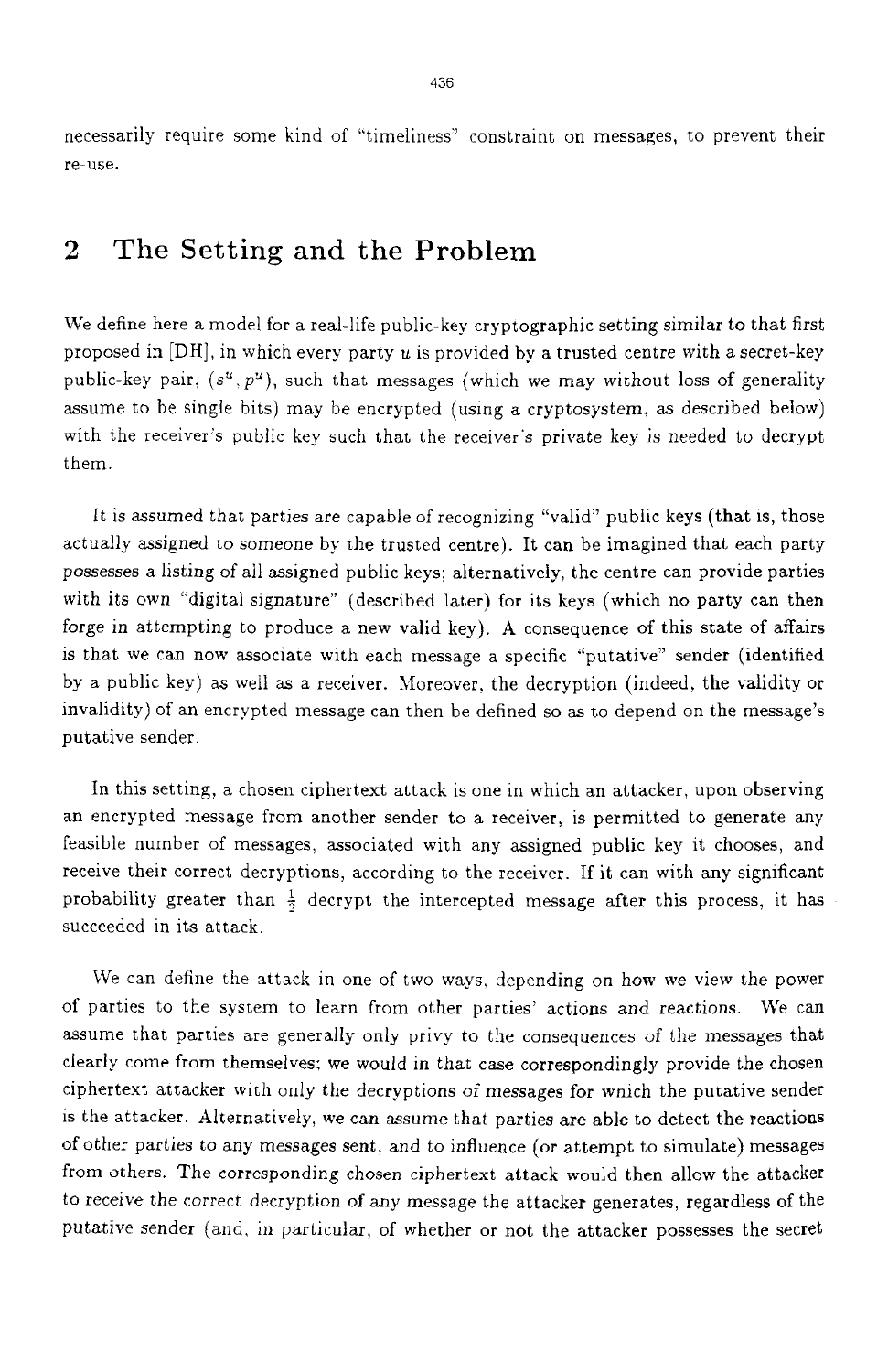necessarily require some kind of "timeliness" constraint on messages, to prevent their re-use.

## 2 The Setting and the Problem

We define here a model for a real-life public-key cryptographic setting similar to that first proposed in [DH], in which every party $u$ is provided by a trusted centre with a secret-key public-key pair, $(s^u, p^u)$, such that messages (which we may without loss of generality assume to be single bits) may be encrypted (using a cryptosystem, as described below) with the receiver's public key such that the receiver's private key is needed to decrypt them.

It is assumed that parties are capable of recognizing "valid" public keys (that is, those actually assigned to someone by the trusted centre). It can be imagined that each party possesses a listing of all assigned public keys; alternatively, the centre can provide parties with its own "digital signature" (described later) for its keys (which no party can then forge in attempting to produce a new valid key). A consequence of this state of affairs is that we can now associate with each message a specific "putative" sender (identified by a public key) as well as a receiver. Moreover, the decryption (indeed, the validity or invalidity) of an encrypted message can then be defined so as to depend on the message's putative sender.

In this setting, a chosen ciphertext attack is one in which an attacker, upon observing an encrypted message from another sender to a receiver, is permitted to generate any feasible number of messages, associated with any assigned public key it chooses, and receive their correct decryptions, according to the receiver. If it can with any significant probability greater than $\frac{1}{2}$ decrypt the intercepted message after this process, it has succeeded in its attack.

We can define the attack in one of two ways, depending on how we view the power of parties to the system to learn from other parties' actions and reactions. We can assume that parties are generally only privy to the consequences of the messages that clearly come from themselves; we would in that case correspondingly provide the chosen ciphertext attacker with only the decryptions of messages for which the putative sender is the attacker. Alternatively, we can assume that parties are able to detect the reactions of other parties to any messages sent, and to influence (or attempt to simulate) messages from others. The corresponding chosen ciphertext attack would then allow the attacker to receive the correct decryption of any message the attacker generates, regardless of the putative sender (and, in particular, of whether or not the attacker possesses the secret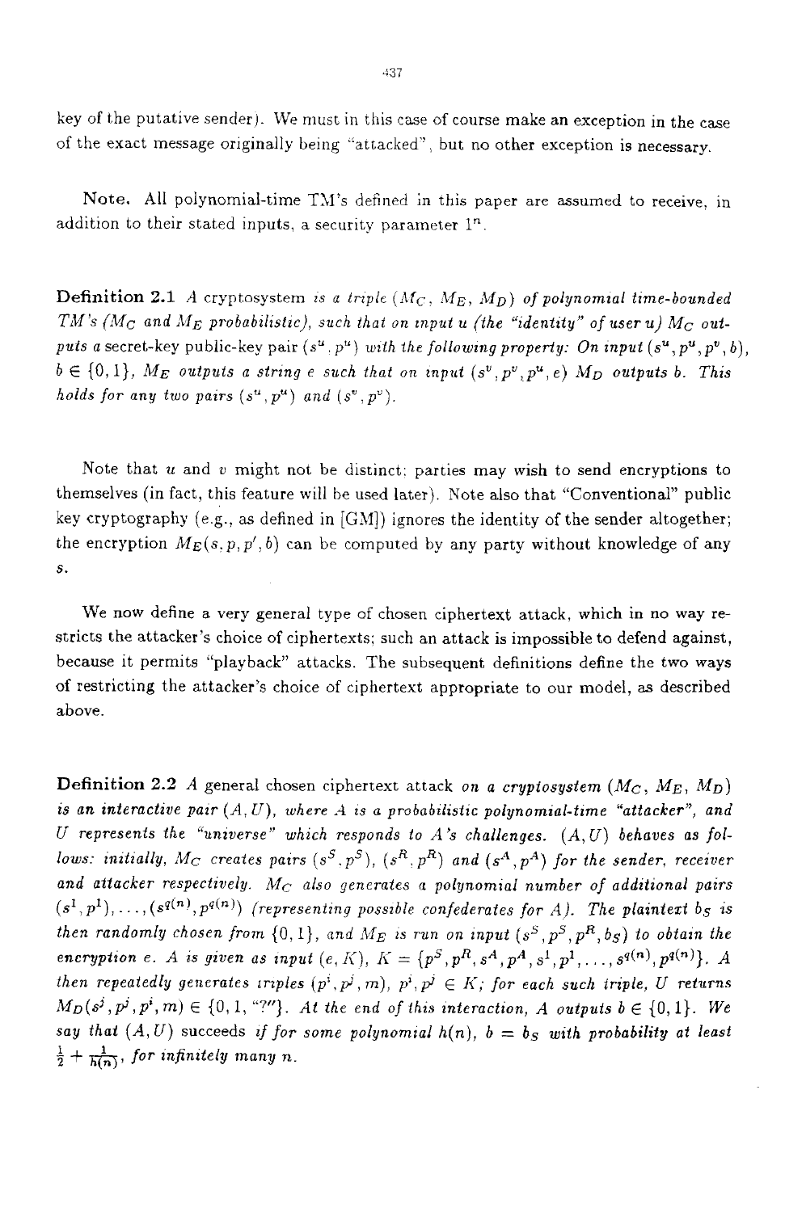key of the putative sender). We must in this case of course make an exception in the case of the exact message originally being "attacked", but no other exception is necessary.

**Note.** All polynomial-time TM's defined in this paper are assumed to receive, in addition to their stated inputs, a security parameter $1^n$.

**Definition 2.1** *A cryptosystem is a triple ($M_C$, $M_E$, $M_D$) of polynomial time-bounded TM's ($M_C$ and $M_E$ probabilistic), such that on input $u$ (the "identity" of user $u$) $M_C$ outputs a* secret-key public-key pair *$(s^u, p^u)$ with the following property: On input $(s^u, p^u, p^v, b)$, $b \in \{0,1\}$, $M_E$ outputs a string $e$ such that on input $(s^v, p^v, p^u, e)$ $M_D$ outputs $b$. This holds for any two pairs $(s^u, p^u)$ and $(s^v, p^v)$.*

Note that $u$ and $v$ might not be distinct; parties may wish to send encryptions to themselves (in fact, this feature will be used later). Note also that "Conventional" public key cryptography (e.g., as defined in [GM]) ignores the identity of the sender altogether; the encryption $M_E(s, p, p', b)$ can be computed by any party without knowledge of any $s$.

We now define a very general type of chosen ciphertext attack, which in no way restricts the attacker's choice of ciphertexts; such an attack is impossible to defend against, because it permits "playback" attacks. The subsequent definitions define the two ways of restricting the attacker's choice of ciphertext appropriate to our model, as described above.

**Definition 2.2** *A* general chosen ciphertext attack *on a cryptosystem ($M_C$, $M_E$, $M_D$) is an interactive pair $(A, U)$, where $A$ is a probabilistic polynomial-time "attacker", and $U$ represents the "universe" which responds to $A$'s challenges. $(A, U)$ behaves as follows: initially, $M_C$ creates pairs $(s^S, p^S)$, $(s^R, p^R)$ and $(s^A, p^A)$ for the sender, receiver and attacker respectively. $M_C$ also generates a polynomial number of additional pairs $(s^1, p^1), \ldots, (s^{q(n)}, p^{q(n)})$ (representing possible confederates for $A$). The plaintext $b_S$ is then randomly chosen from $\{0,1\}$, and $M_E$ is run on input $(s^S, p^S, p^R, b_S)$ to obtain the encryption $e$. $A$ is given as input $(e, K)$, $K = \{p^S, p^R, s^A, p^A, s^1, p^1, \ldots, s^{q(n)}, p^{q(n)}\}$. $A$ then repeatedly generates triples $(p^i, p^j, m)$, $p^i, p^j \in K$; for each such triple, $U$ returns $M_D(s^j, p^j, p^i, m) \in \{0, 1, \text{"?"}\}$. At the end of this interaction, $A$ outputs $b \in \{0,1\}$. We say that $(A, U)$* succeeds *if for some polynomial $h(n)$, $b = b_S$ with probability at least $\frac{1}{2} + \frac{1}{h(n)}$, for infinitely many $n$.*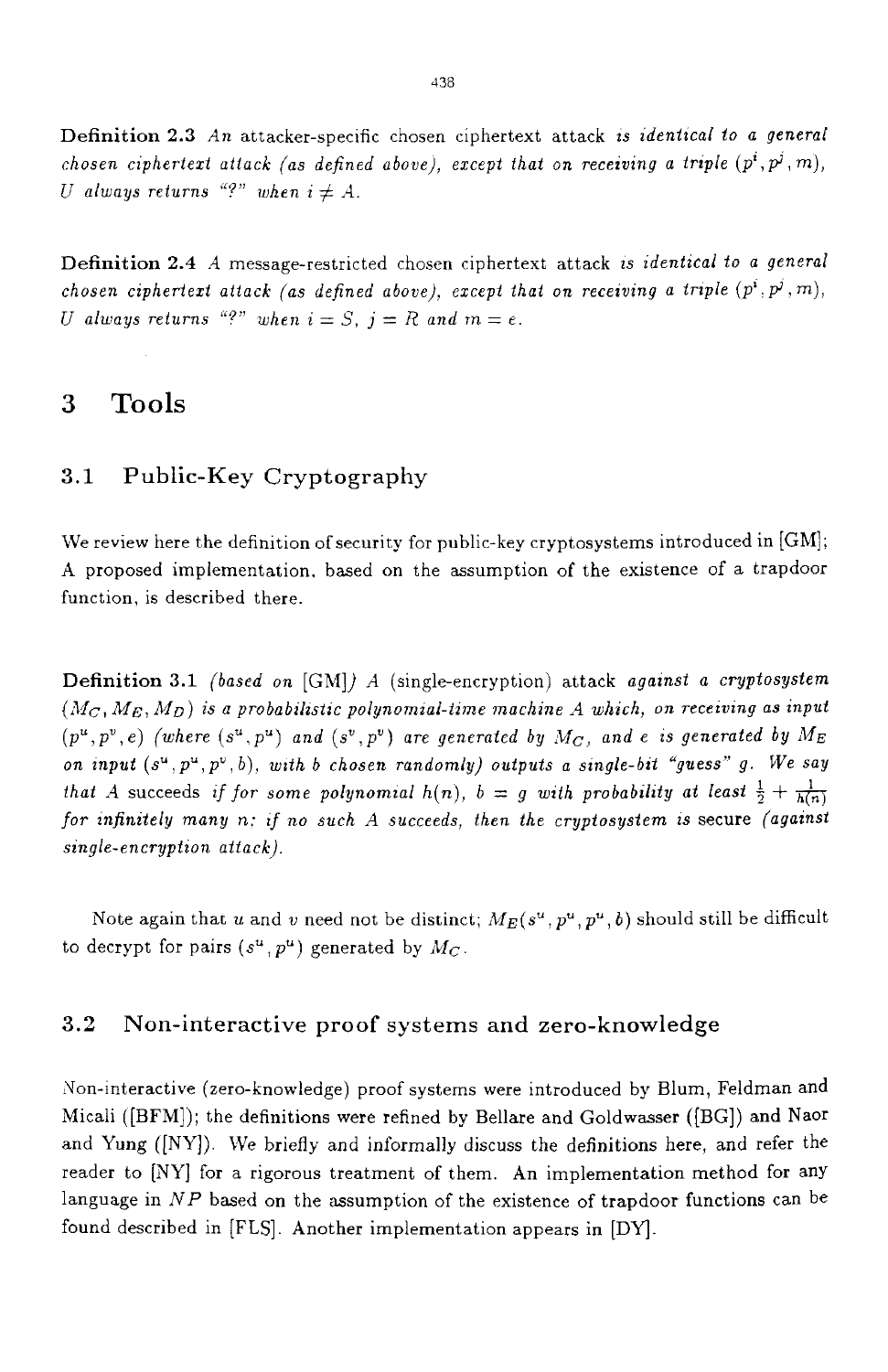**Definition 2.3** *An* attacker-specific chosen ciphertext attack *is identical to a general chosen ciphertext attack (as defined above), except that on receiving a triple* $(p^i, p^j, m)$*, U always returns "?" when* $i \neq A$.

**Definition 2.4** *A* message-restricted chosen ciphertext attack *is identical to a general chosen ciphertext attack (as defined above), except that on receiving a triple* $(p^i, p^j, m)$*, U always returns "?" when* $i = S$*,* $j = R$ *and* $m = e$.

# 3 Tools

## 3.1 Public-Key Cryptography

We review here the definition of security for public-key cryptosystems introduced in [GM]; A proposed implementation, based on the assumption of the existence of a trapdoor function, is described there.

**Definition 3.1** *(based on* [GM]*) A* (single-encryption) attack *against a cryptosystem* $(M_C, M_E, M_D)$ *is a probabilistic polynomial-time machine A which, on receiving as input* $(p^u, p^v, e)$ *(where* $(s^u, p^u)$ *and* $(s^v, p^v)$ *are generated by* $M_C$*, and e is generated by* $M_E$ *on input* $(s^u, p^u, p^v, b)$*, with b chosen randomly) outputs a single-bit "guess" g. We say that A* succeeds *if for some polynomial* $h(n)$*,* $b = g$ *with probability at least* $\frac{1}{2} + \frac{1}{h(n)}$ *for infinitely many n; if no such A succeeds, then the cryptosystem is* secure *(against single-encryption attack).*

Note again that $u$ and $v$ need not be distinct; $M_E(s^u, p^u, p^u, b)$ should still be difficult to decrypt for pairs $(s^u, p^u)$ generated by $M_C$.

## 3.2 Non-interactive proof systems and zero-knowledge

Non-interactive (zero-knowledge) proof systems were introduced by Blum, Feldman and Micali ([BFM]); the definitions were refined by Bellare and Goldwasser ([BG]) and Naor and Yung ([NY]). We briefly and informally discuss the definitions here, and refer the reader to [NY] for a rigorous treatment of them. An implementation method for any language in $NP$ based on the assumption of the existence of trapdoor functions can be found described in [FLS]. Another implementation appears in [DY].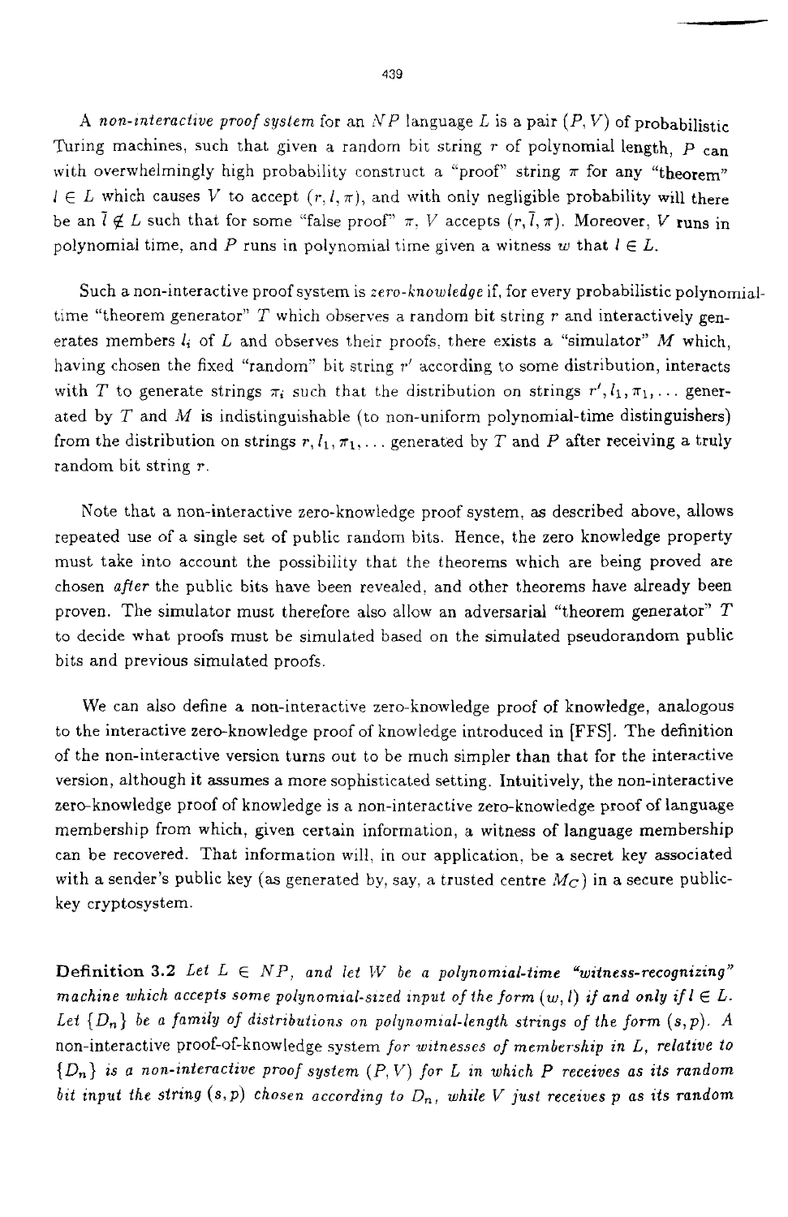A *non-interactive proof system* for an $NP$ language $L$ is a pair $(P, V)$ of probabilistic Turing machines, such that given a random bit string $r$ of polynomial length, $P$ can with overwhelmingly high probability construct a "proof" string $\pi$ for any "theorem" $l \in L$ which causes $V$ to accept $(r, l, \pi)$, and with only negligible probability will there be an $\bar{l} \notin L$ such that for some "false proof" $\pi$, $V$ accepts $(r, \bar{l}, \pi)$. Moreover, $V$ runs in polynomial time, and $P$ runs in polynomial time given a witness $w$ that $l \in L$.

Such a non-interactive proof system is *zero-knowledge* if, for every probabilistic polynomial-time "theorem generator" $T$ which observes a random bit string $r$ and interactively generates members $l_i$ of $L$ and observes their proofs, there exists a "simulator" $M$ which, having chosen the fixed "random" bit string $r'$ according to some distribution, interacts with $T$ to generate strings $\pi_i$ such that the distribution on strings $r', l_1, \pi_1, \ldots$ generated by $T$ and $M$ is indistinguishable (to non-uniform polynomial-time distinguishers) from the distribution on strings $r, l_1, \pi_1, \ldots$ generated by $T$ and $P$ after receiving a truly random bit string $r$.

Note that a non-interactive zero-knowledge proof system, as described above, allows repeated use of a single set of public random bits. Hence, the zero knowledge property must take into account the possibility that the theorems which are being proved are chosen *after* the public bits have been revealed, and other theorems have already been proven. The simulator must therefore also allow an adversarial "theorem generator" $T$ to decide what proofs must be simulated based on the simulated pseudorandom public bits and previous simulated proofs.

We can also define a non-interactive zero-knowledge proof of knowledge, analogous to the interactive zero-knowledge proof of knowledge introduced in [FFS]. The definition of the non-interactive version turns out to be much simpler than that for the interactive version, although it assumes a more sophisticated setting. Intuitively, the non-interactive zero-knowledge proof of knowledge is a non-interactive zero-knowledge proof of language membership from which, given certain information, a witness of language membership can be recovered. That information will, in our application, be a secret key associated with a sender's public key (as generated by, say, a trusted centre $M_C$) in a secure public-key cryptosystem.

**Definition 3.2** *Let $L \in NP$, and let $W$ be a polynomial-time "witness-recognizing" machine which accepts some polynomial-sized input of the form $(w, l)$ if and only if $l \in L$. Let $\{D_n\}$ be a family of distributions on polynomial-length strings of the form $(s, p)$. A* non-interactive proof-of-knowledge system *for witnesses of membership in $L$, relative to $\{D_n\}$ is a non-interactive proof system $(P, V)$ for $L$ in which $P$ receives as its random bit input the string $(s, p)$ chosen according to $D_n$, while $V$ just receives $p$ as its random*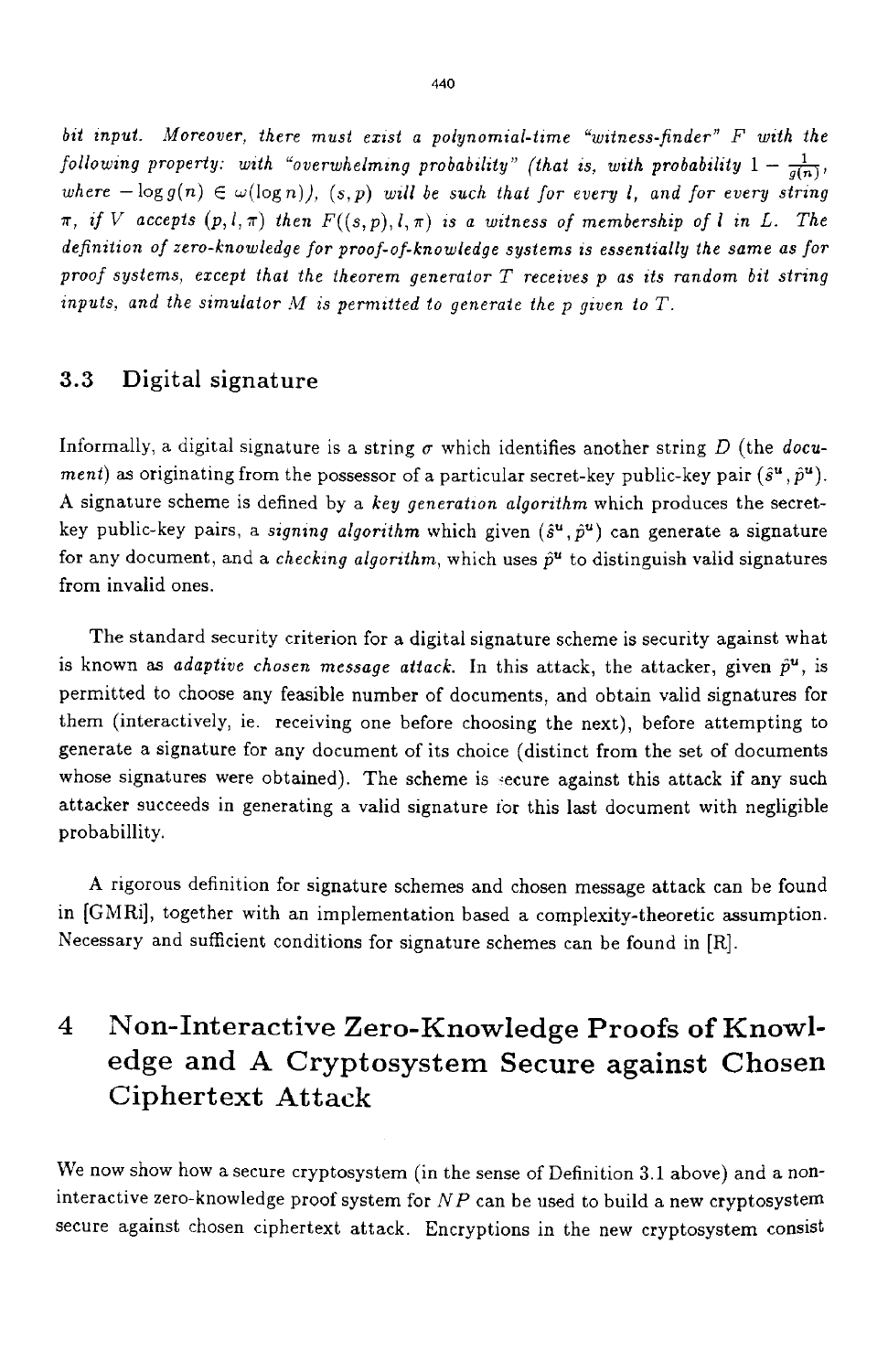*bit input. Moreover, there must exist a polynomial-time "witness-finder" $F$ with the following property: with "overwhelming probability" (that is, with probability $1 - \frac{1}{g(n)}$, where $-\log g(n) \in \omega(\log n)$), $(s, p)$ will be such that for every $l$, and for every string $\pi$, if $V$ accepts $(p, l, \pi)$ then $F((s, p), l, \pi)$ is a witness of membership of $l$ in $L$. The definition of zero-knowledge for proof-of-knowledge systems is essentially the same as for proof systems, except that the theorem generator $T$ receives $p$ as its random bit string inputs, and the simulator $M$ is permitted to generate the $p$ given to $T$.*

## 3.3 Digital signature

Informally, a digital signature is a string $\sigma$ which identifies another string $D$ (the *document*) as originating from the possessor of a particular secret-key public-key pair $(\hat{s}^u, \hat{p}^u)$. A signature scheme is defined by a *key generation algorithm* which produces the secret-key public-key pairs, a *signing algorithm* which given $(\hat{s}^u, \hat{p}^u)$ can generate a signature for any document, and a *checking algorithm*, which uses $\hat{p}^u$ to distinguish valid signatures from invalid ones.

The standard security criterion for a digital signature scheme is security against what is known as *adaptive chosen message attack*. In this attack, the attacker, given $\hat{p}^u$, is permitted to choose any feasible number of documents, and obtain valid signatures for them (interactively, ie. receiving one before choosing the next), before attempting to generate a signature for any document of its choice (distinct from the set of documents whose signatures were obtained). The scheme is secure against this attack if any such attacker succeeds in generating a valid signature for this last document with negligible probabillity.

A rigorous definition for signature schemes and chosen message attack can be found in [GMRi], together with an implementation based a complexity-theoretic assumption. Necessary and sufficient conditions for signature schemes can be found in [R].

# 4 Non-Interactive Zero-Knowledge Proofs of Knowledge and A Cryptosystem Secure against Chosen Ciphertext Attack

We now show how a secure cryptosystem (in the sense of Definition 3.1 above) and a non-interactive zero-knowledge proof system for $NP$ can be used to build a new cryptosystem secure against chosen ciphertext attack. Encryptions in the new cryptosystem consist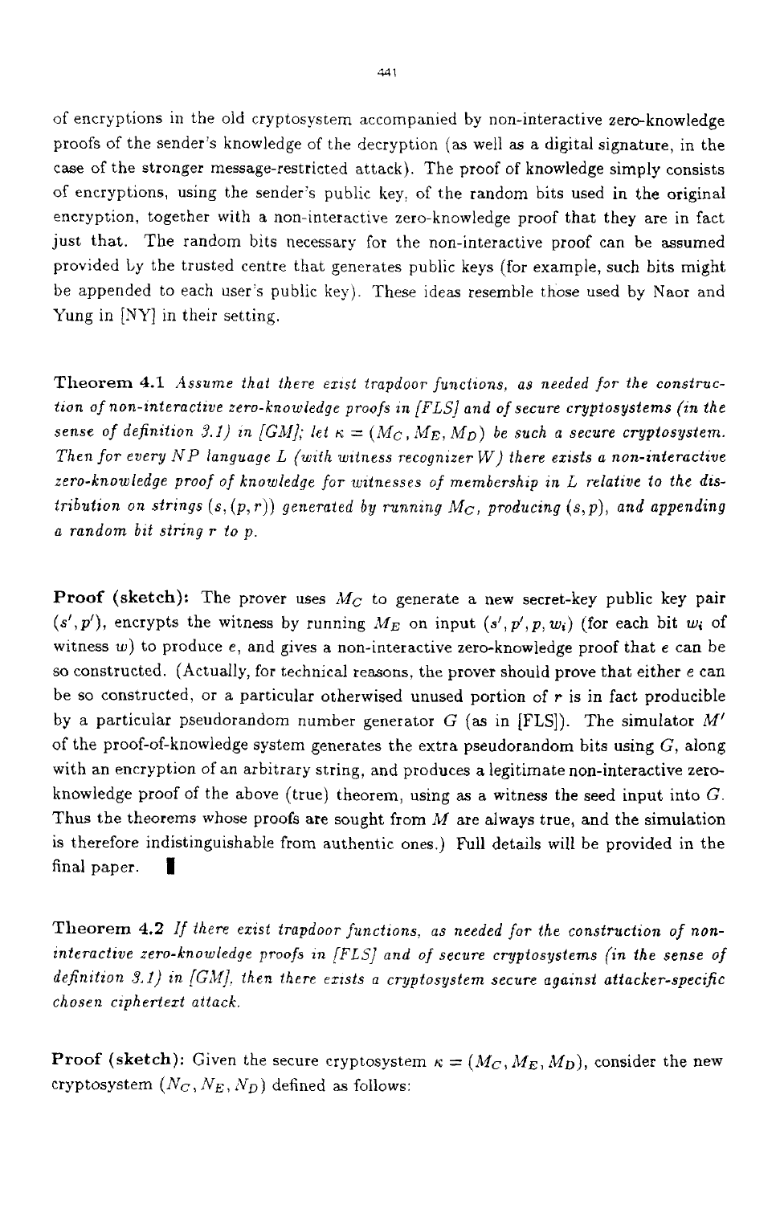of encryptions in the old cryptosystem accompanied by non-interactive zero-knowledge proofs of the sender's knowledge of the decryption (as well as a digital signature, in the case of the stronger message-restricted attack). The proof of knowledge simply consists of encryptions, using the sender's public key, of the random bits used in the original encryption, together with a non-interactive zero-knowledge proof that they are in fact just that. The random bits necessary for the non-interactive proof can be assumed provided by the trusted centre that generates public keys (for example, such bits might be appended to each user's public key). These ideas resemble those used by Naor and Yung in [NY] in their setting.

**Theorem 4.1** *Assume that there exist trapdoor functions, as needed for the construction of non-interactive zero-knowledge proofs in [FLS] and of secure cryptosystems (in the sense of definition 3.1) in [GM]; let $\kappa = (M_C, M_E, M_D)$ be such a secure cryptosystem. Then for every $NP$ language $L$ (with witness recognizer $W$) there exists a non-interactive zero-knowledge proof of knowledge for witnesses of membership in $L$ relative to the distribution on strings $(s, (p, r))$ generated by running $M_C$, producing $(s, p)$, and appending a random bit string $r$ to $p$.*

**Proof (sketch):** The prover uses $M_C$ to generate a new secret-key public key pair $(s', p')$, encrypts the witness by running $M_E$ on input $(s', p', p, w_i)$ (for each bit $w_i$ of witness $w$) to produce $e$, and gives a non-interactive zero-knowledge proof that $e$ can be so constructed. (Actually, for technical reasons, the prover should prove that either $e$ can be so constructed, or a particular otherwised unused portion of $r$ is in fact producible by a particular pseudorandom number generator $G$ (as in [FLS]). The simulator $M'$ of the proof-of-knowledge system generates the extra pseudorandom bits using $G$, along with an encryption of an arbitrary string, and produces a legitimate non-interactive zero-knowledge proof of the above (true) theorem, using as a witness the seed input into $G$. Thus the theorems whose proofs are sought from $M$ are always true, and the simulation is therefore indistinguishable from authentic ones.) Full details will be provided in the final paper. ∎

**Theorem 4.2** *If there exist trapdoor functions, as needed for the construction of non-interactive zero-knowledge proofs in [FLS] and of secure cryptosystems (in the sense of definition 3.1) in [GM], then there exists a cryptosystem secure against attacker-specific chosen ciphertext attack.*

**Proof (sketch):** Given the secure cryptosystem $\kappa = (M_C, M_E, M_D)$, consider the new cryptosystem $(N_C, N_E, N_D)$ defined as follows: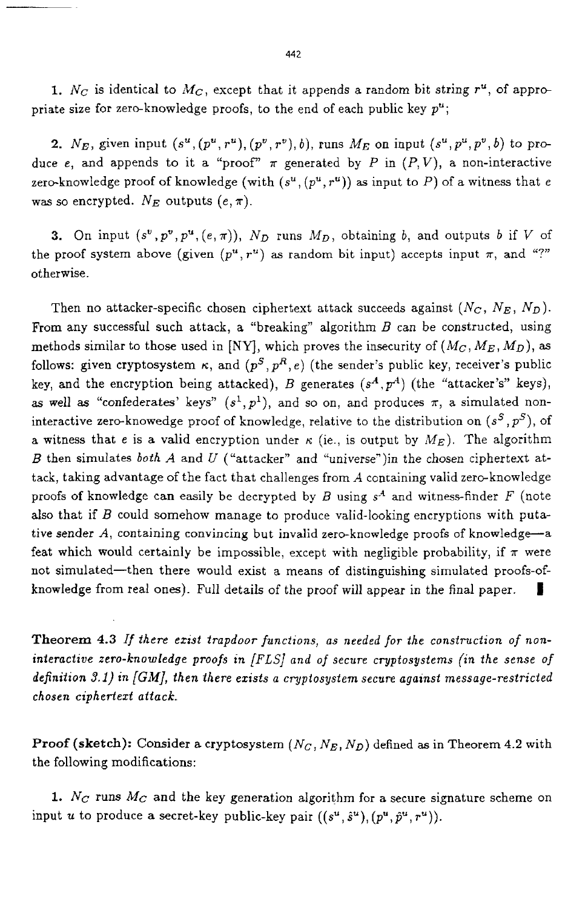1. $N_C$ is identical to $M_C$, except that it appends a random bit string $r^u$, of appropriate size for zero-knowledge proofs, to the end of each public key $p^u$;

2. $N_E$, given input $(s^u, (p^u, r^u), (p^v, r^v), b)$, runs $M_E$ on input $(s^u, p^u, p^v, b)$ to produce $e$, and appends to it a "proof" $\pi$ generated by $P$ in $(P, V)$, a non-interactive zero-knowledge proof of knowledge (with $(s^u, (p^u, r^u))$ as input to $P$) of a witness that $e$ was so encrypted. $N_E$ outputs $(e, \pi)$.

3. On input $(s^v, p^v, p^u, (e, \pi))$, $N_D$ runs $M_D$, obtaining $b$, and outputs $b$ if $V$ of the proof system above (given $(p^u, r^u)$ as random bit input) accepts input $\pi$, and "?" otherwise.

Then no attacker-specific chosen ciphertext attack succeeds against $(N_C, N_E, N_D)$. From any successful such attack, a "breaking" algorithm $B$ can be constructed, using methods similar to those used in [NY], which proves the insecurity of $(M_C, M_E, M_D)$, as follows: given cryptosystem $\kappa$, and $(p^S, p^R, e)$ (the sender's public key, receiver's public key, and the encryption being attacked), $B$ generates $(s^A, p^A)$ (the "attacker's" keys), as well as "confederates' keys" $(s^1, p^1)$, and so on, and produces $\pi$, a simulated non-interactive zero-knowedge proof of knowledge, relative to the distribution on $(s^S, p^S)$, of a witness that $e$ is a valid encryption under $\kappa$ (ie., is output by $M_E$). The algorithm $B$ then simulates *both* $A$ and $U$ ("attacker" and "universe")in the chosen ciphertext attack, taking advantage of the fact that challenges from $A$ containing valid zero-knowledge proofs of knowledge can easily be decrypted by $B$ using $s^A$ and witness-finder $F$ (note also that if $B$ could somehow manage to produce valid-looking encryptions with putative sender $A$, containing convincing but invalid zero-knowledge proofs of knowledge—a feat which would certainly be impossible, except with negligible probability, if $\pi$ were not simulated—then there would exist a means of distinguishing simulated proofs-of-knowledge from real ones). Full details of the proof will appear in the final paper. ∎

**Theorem 4.3** *If there exist trapdoor functions, as needed for the construction of non-interactive zero-knowledge proofs in [FLS] and of secure cryptosystems (in the sense of definition 3.1) in [GM], then there exists a cryptosystem secure against message-restricted chosen ciphertext attack.*

**Proof (sketch):** Consider a cryptosystem $(N_C, N_E, N_D)$ defined as in Theorem 4.2 with the following modifications:

1. $N_C$ runs $M_C$ and the key generation algorithm for a secure signature scheme on input $u$ to produce a secret-key public-key pair $((s^u, \hat{s}^u), (p^u, \hat{p}^u, r^u))$.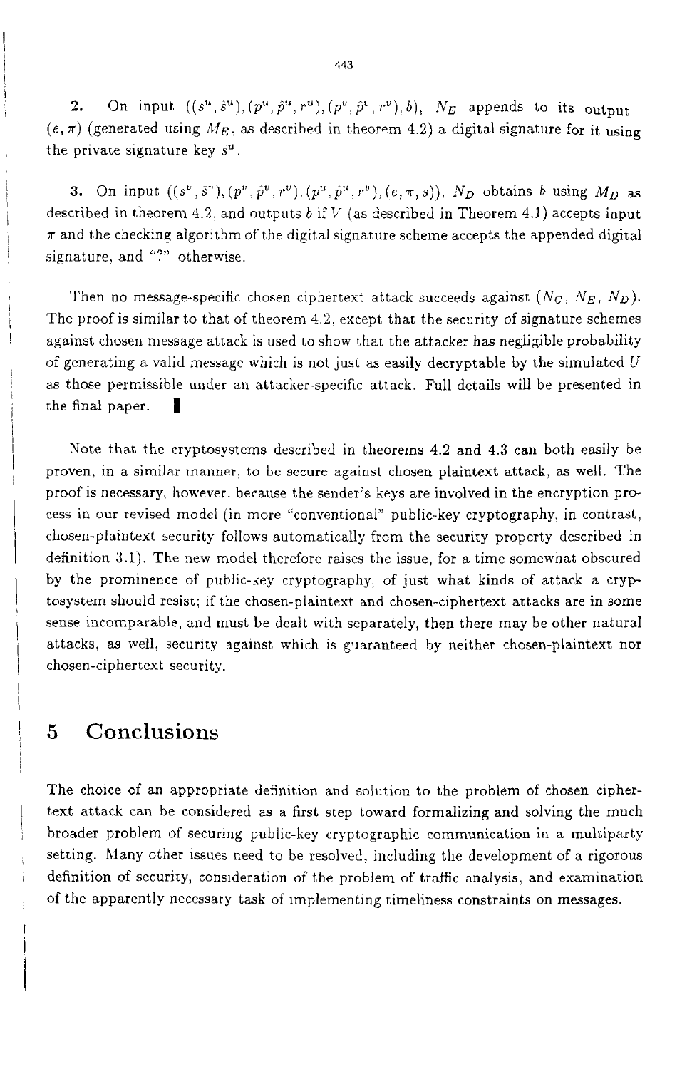**2.** On input $((s^u, \hat{s}^u), (p^u, \hat{p}^u, r^u), (p^v, \hat{p}^v, r^v), b)$, $N_E$ appends to its output $(e, \pi)$ (generated using $M_E$, as described in theorem 4.2) a digital signature for it using the private signature key $\hat{s}^u$.

**3.** On input $((s^v, \hat{s}^v), (p^v, \hat{p}^v, r^v), (p^u, \hat{p}^u, r^u), (e, \pi, s))$, $N_D$ obtains $b$ using $M_D$ as described in theorem 4.2, and outputs $b$ if $V$ (as described in Theorem 4.1) accepts input $\pi$ and the checking algorithm of the digital signature scheme accepts the appended digital signature, and "?" otherwise.

Then no message-specific chosen ciphertext attack succeeds against $(N_C, N_E, N_D)$. The proof is similar to that of theorem 4.2, except that the security of signature schemes against chosen message attack is used to show that the attacker has negligible probability of generating a valid message which is not just as easily decryptable by the simulated $U$ as those permissible under an attacker-specific attack. Full details will be presented in the final paper. ∎

Note that the cryptosystems described in theorems 4.2 and 4.3 can both easily be proven, in a similar manner, to be secure against chosen plaintext attack, as well. The proof is necessary, however, because the sender's keys are involved in the encryption process in our revised model (in more "conventional" public-key cryptography, in contrast, chosen-plaintext security follows automatically from the security property described in definition 3.1). The new model therefore raises the issue, for a time somewhat obscured by the prominence of public-key cryptography, of just what kinds of attack a cryptosystem should resist; if the chosen-plaintext and chosen-ciphertext attacks are in some sense incomparable, and must be dealt with separately, then there may be other natural attacks, as well, security against which is guaranteed by neither chosen-plaintext nor chosen-ciphertext security.

# 5 Conclusions

The choice of an appropriate definition and solution to the problem of chosen ciphertext attack can be considered as a first step toward formalizing and solving the much broader problem of securing public-key cryptographic communication in a multiparty setting. Many other issues need to be resolved, including the development of a rigorous definition of security, consideration of the problem of traffic analysis, and examination of the apparently necessary task of implementing timeliness constraints on messages.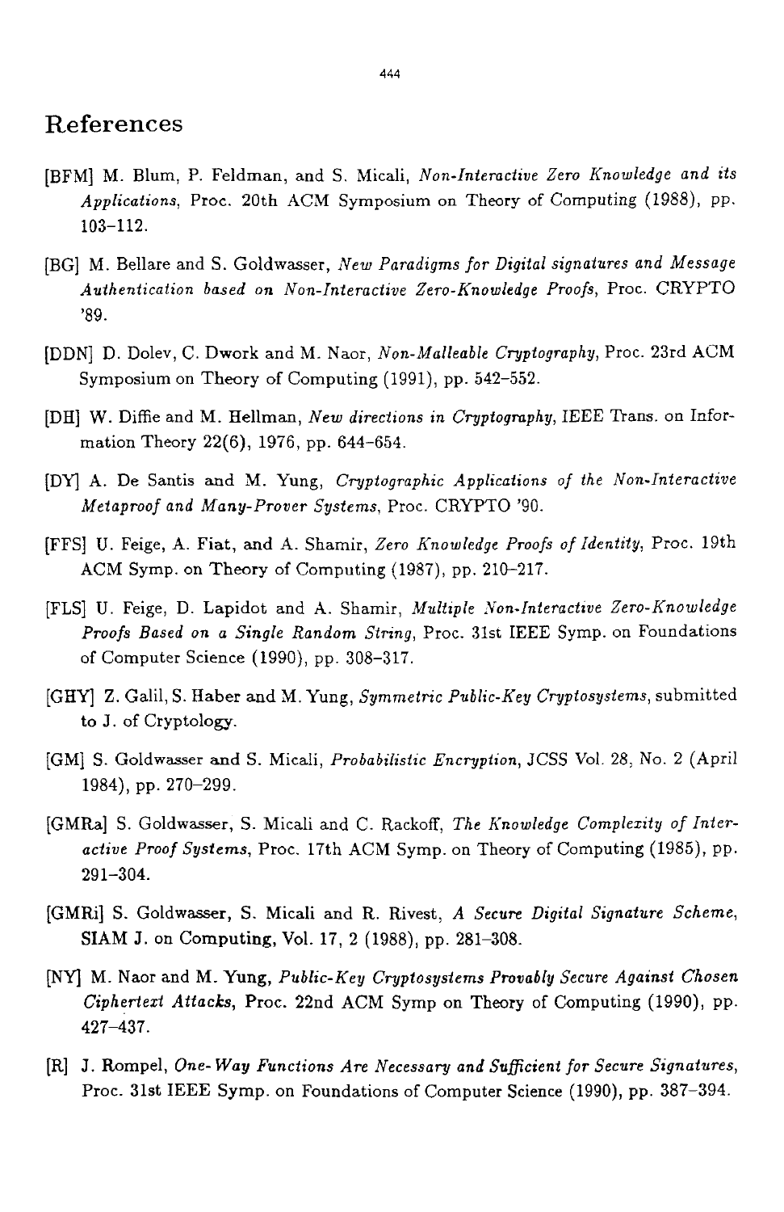## References

[BFM] M. Blum, P. Feldman, and S. Micali, *Non-Interactive Zero Knowledge and its Applications*, Proc. 20th ACM Symposium on Theory of Computing (1988), pp. 103–112.

[BG] M. Bellare and S. Goldwasser, *New Paradigms for Digital signatures and Message Authentication based on Non-Interactive Zero-Knowledge Proofs*, Proc. CRYPTO '89.

[DDN] D. Dolev, C. Dwork and M. Naor, *Non-Malleable Cryptography*, Proc. 23rd ACM Symposium on Theory of Computing (1991), pp. 542–552.

[DH] W. Diffie and M. Hellman, *New directions in Cryptography*, IEEE Trans. on Information Theory 22(6), 1976, pp. 644–654.

[DY] A. De Santis and M. Yung, *Cryptographic Applications of the Non-Interactive Metaproof and Many-Prover Systems*, Proc. CRYPTO '90.

[FFS] U. Feige, A. Fiat, and A. Shamir, *Zero Knowledge Proofs of Identity*, Proc. 19th ACM Symp. on Theory of Computing (1987), pp. 210–217.

[FLS] U. Feige, D. Lapidot and A. Shamir, *Multiple Non-Interactive Zero-Knowledge Proofs Based on a Single Random String*, Proc. 31st IEEE Symp. on Foundations of Computer Science (1990), pp. 308–317.

[GHY] Z. Galil, S. Haber and M. Yung, *Symmetric Public-Key Cryptosystems*, submitted to J. of Cryptology.

[GM] S. Goldwasser and S. Micali, *Probabilistic Encryption*, JCSS Vol. 28, No. 2 (April 1984), pp. 270–299.

[GMRa] S. Goldwasser, S. Micali and C. Rackoff, *The Knowledge Complexity of Interactive Proof Systems*, Proc. 17th ACM Symp. on Theory of Computing (1985), pp. 291–304.

[GMRi] S. Goldwasser, S. Micali and R. Rivest, *A Secure Digital Signature Scheme*, SIAM J. on Computing, Vol. 17, 2 (1988), pp. 281–308.

[NY] M. Naor and M. Yung, *Public-Key Cryptosystems Provably Secure Against Chosen Ciphertext Attacks*, Proc. 22nd ACM Symp on Theory of Computing (1990), pp. 427–437.

[R] J. Rompel, *One-Way Functions Are Necessary and Sufficient for Secure Signatures*, Proc. 31st IEEE Symp. on Foundations of Computer Science (1990), pp. 387–394.